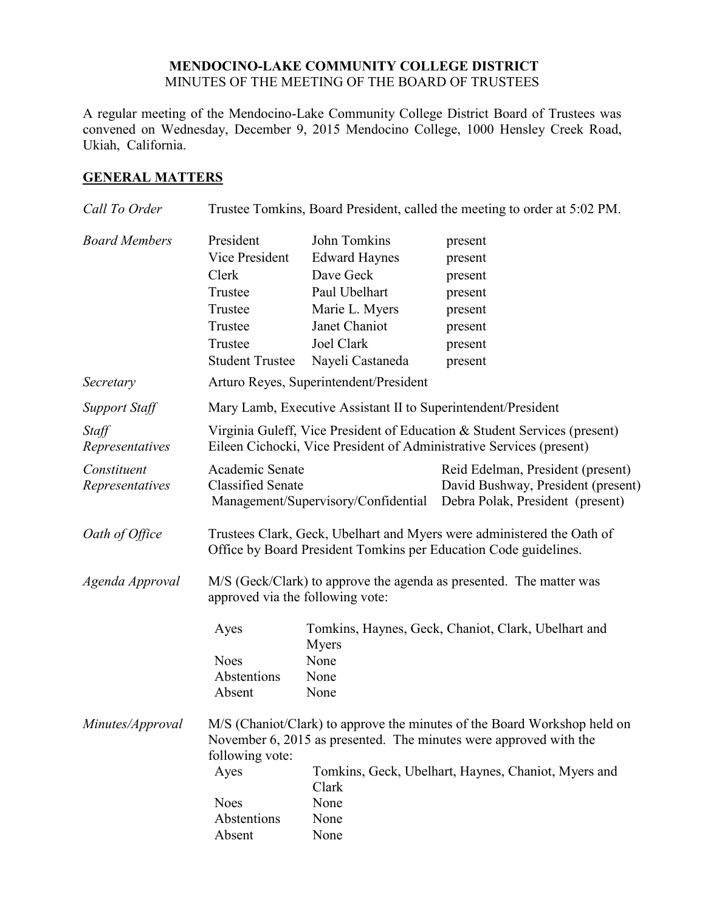**MENDOCINO-LAKE COMMUNITY COLLEGE DISTRICT**
MINUTES OF THE MEETING OF THE BOARD OF TRUSTEES

A regular meeting of the Mendocino-Lake Community College District Board of Trustees was convened on Wednesday, December 9, 2015 Mendocino College, 1000 Hensley Creek Road, Ukiah, California.

## GENERAL MATTERS

*Call To Order* — Trustee Tomkins, Board President, called the meeting to order at 5:02 PM.

*Board Members*

| | | |
|---|---|---|
| President | John Tomkins | present |
| Vice President | Edward Haynes | present |
| Clerk | Dave Geck | present |
| Trustee | Paul Ubelhart | present |
| Trustee | Marie L. Myers | present |
| Trustee | Janet Chaniot | present |
| Trustee | Joel Clark | present |
| Student Trustee | Nayeli Castaneda | present |

*Secretary* — Arturo Reyes, Superintendent/President

*Support Staff* — Mary Lamb, Executive Assistant II to Superintendent/President

*Staff Representatives* — Virginia Guleff, Vice President of Education & Student Services (present)
Eileen Cichocki, Vice President of Administrative Services (present)

*Constituent Representatives*

| | |
|---|---|
| Academic Senate | Reid Edelman, President (present) |
| Classified Senate | David Bushway, President (present) |
| Management/Supervisory/Confidential | Debra Polak, President (present) |

*Oath of Office* — Trustees Clark, Geck, Ubelhart and Myers were administered the Oath of Office by Board President Tomkins per Education Code guidelines.

*Agenda Approval* — M/S (Geck/Clark) to approve the agenda as presented. The matter was approved via the following vote:

| | |
|---|---|
| Ayes | Tomkins, Haynes, Geck, Chaniot, Clark, Ubelhart and Myers |
| Noes | None |
| Abstentions | None |
| Absent | None |

*Minutes/Approval* — M/S (Chaniot/Clark) to approve the minutes of the Board Workshop held on November 6, 2015 as presented. The minutes were approved with the following vote:

| | |
|---|---|
| Ayes | Tomkins, Geck, Ubelhart, Haynes, Chaniot, Myers and Clark |
| Noes | None |
| Abstentions | None |
| Absent | None |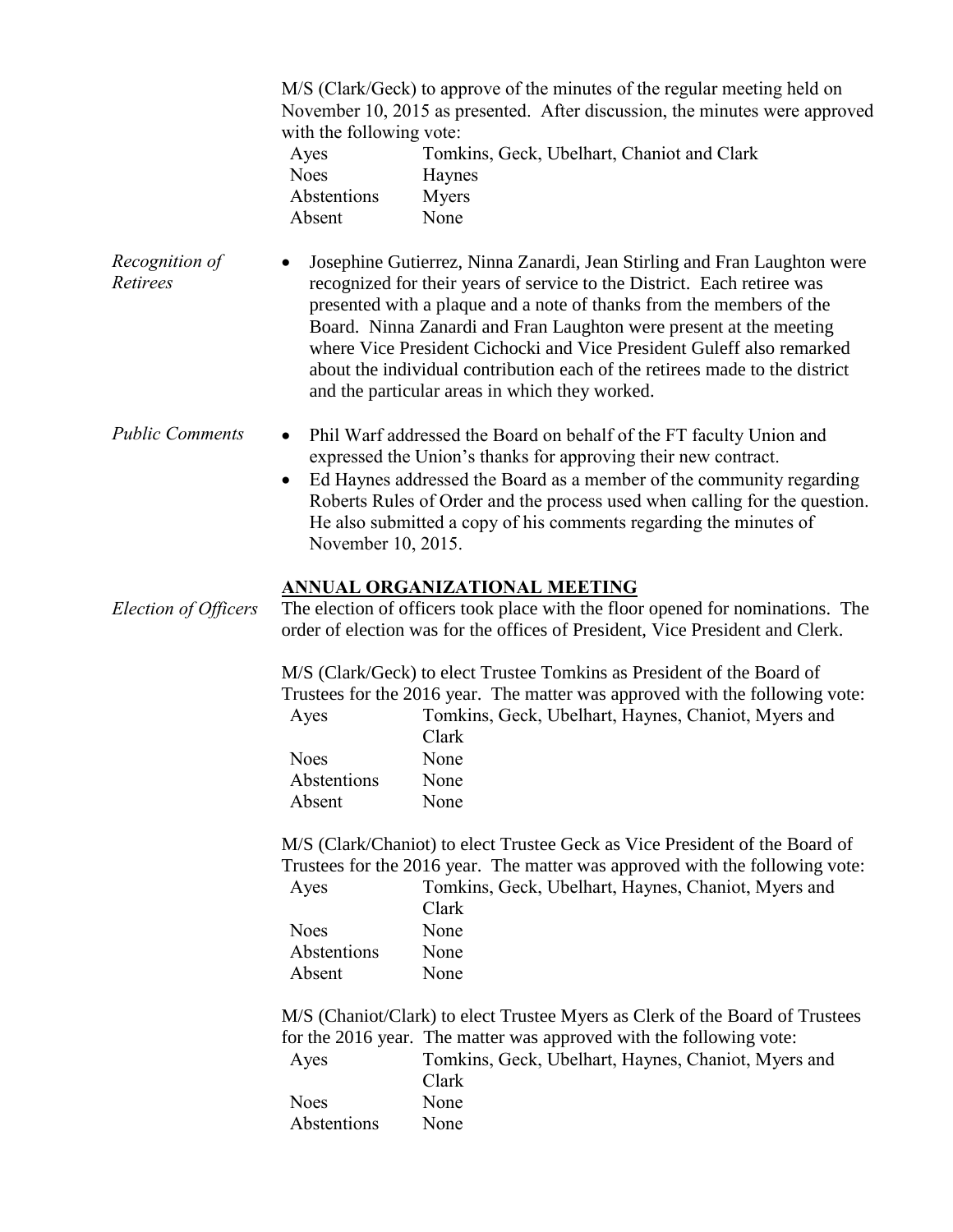M/S (Clark/Geck) to approve of the minutes of the regular meeting held on November 10, 2015 as presented. After discussion, the minutes were approved with the following vote:

| | |
|---|---|
| Ayes | Tomkins, Geck, Ubelhart, Chaniot and Clark |
| Noes | Haynes |
| Abstentions | Myers |
| Absent | None |

*Recognition of Retirees*

- Josephine Gutierrez, Ninna Zanardi, Jean Stirling and Fran Laughton were recognized for their years of service to the District. Each retiree was presented with a plaque and a note of thanks from the members of the Board. Ninna Zanardi and Fran Laughton were present at the meeting where Vice President Cichocki and Vice President Guleff also remarked about the individual contribution each of the retirees made to the district and the particular areas in which they worked.

*Public Comments*

- Phil Warf addressed the Board on behalf of the FT faculty Union and expressed the Union's thanks for approving their new contract.
- Ed Haynes addressed the Board as a member of the community regarding Roberts Rules of Order and the process used when calling for the question. He also submitted a copy of his comments regarding the minutes of November 10, 2015.

## ANNUAL ORGANIZATIONAL MEETING

*Election of Officers*

The election of officers took place with the floor opened for nominations. The order of election was for the offices of President, Vice President and Clerk.

M/S (Clark/Geck) to elect Trustee Tomkins as President of the Board of Trustees for the 2016 year. The matter was approved with the following vote:

| | |
|---|---|
| Ayes | Tomkins, Geck, Ubelhart, Haynes, Chaniot, Myers and Clark |
| Noes | None |
| Abstentions | None |
| Absent | None |

M/S (Clark/Chaniot) to elect Trustee Geck as Vice President of the Board of Trustees for the 2016 year. The matter was approved with the following vote:

| | |
|---|---|
| Ayes | Tomkins, Geck, Ubelhart, Haynes, Chaniot, Myers and Clark |
| Noes | None |
| Abstentions | None |
| Absent | None |

M/S (Chaniot/Clark) to elect Trustee Myers as Clerk of the Board of Trustees for the 2016 year. The matter was approved with the following vote:

| | |
|---|---|
| Ayes | Tomkins, Geck, Ubelhart, Haynes, Chaniot, Myers and Clark |
| Noes | None |
| Abstentions | None |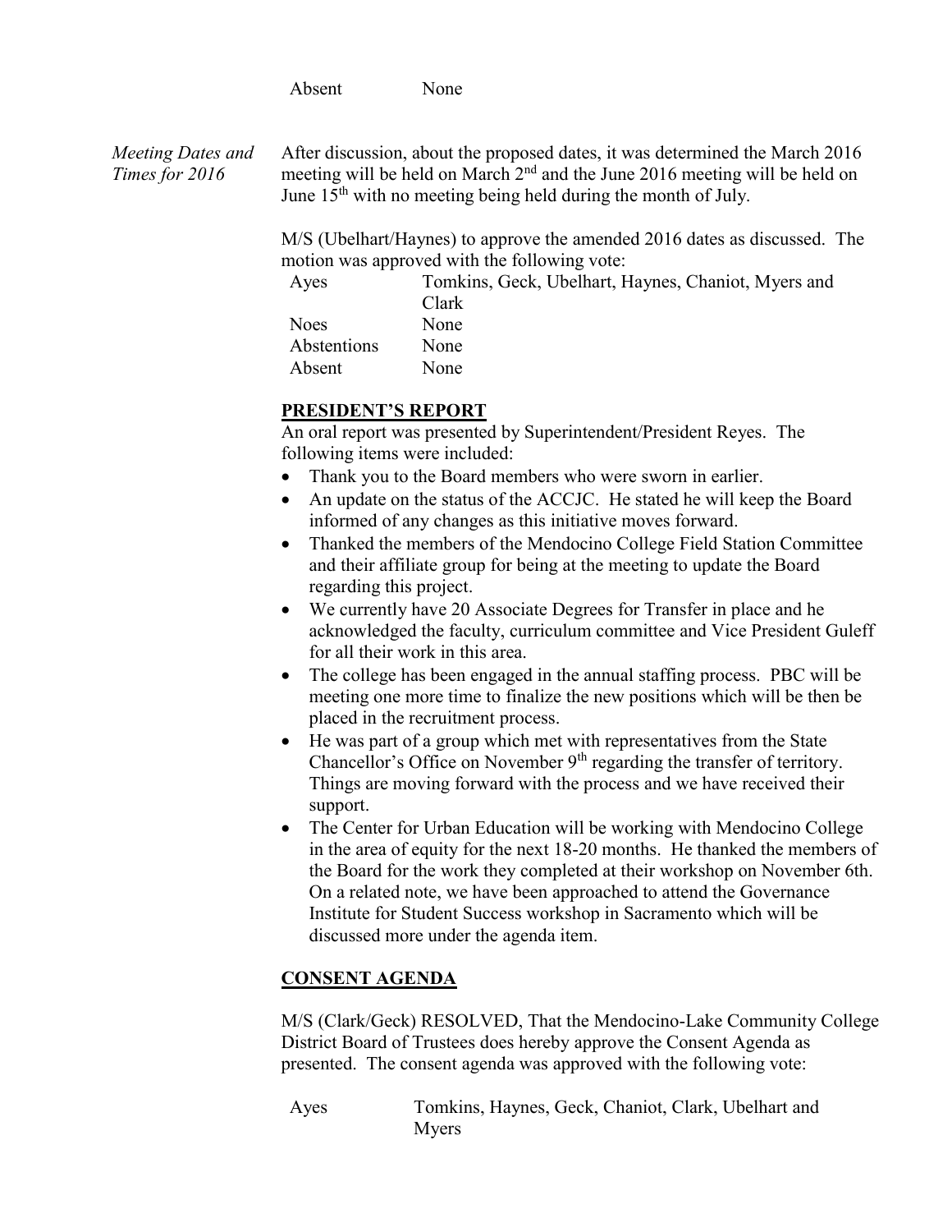| | |
|---|---|
| Absent | None |

*Meeting Dates and Times for 2016*

After discussion, about the proposed dates, it was determined the March 2016 meeting will be held on March 2nd and the June 2016 meeting will be held on June 15th with no meeting being held during the month of July.

M/S (Ubelhart/Haynes) to approve the amended 2016 dates as discussed. The motion was approved with the following vote:

| | |
|---|---|
| Ayes | Tomkins, Geck, Ubelhart, Haynes, Chaniot, Myers and Clark |
| Noes | None |
| Abstentions | None |
| Absent | None |

**PRESIDENT'S REPORT**

An oral report was presented by Superintendent/President Reyes. The following items were included:

- Thank you to the Board members who were sworn in earlier.
- An update on the status of the ACCJC. He stated he will keep the Board informed of any changes as this initiative moves forward.
- Thanked the members of the Mendocino College Field Station Committee and their affiliate group for being at the meeting to update the Board regarding this project.
- We currently have 20 Associate Degrees for Transfer in place and he acknowledged the faculty, curriculum committee and Vice President Guleff for all their work in this area.
- The college has been engaged in the annual staffing process. PBC will be meeting one more time to finalize the new positions which will be then be placed in the recruitment process.
- He was part of a group which met with representatives from the State Chancellor's Office on November 9th regarding the transfer of territory. Things are moving forward with the process and we have received their support.
- The Center for Urban Education will be working with Mendocino College in the area of equity for the next 18-20 months. He thanked the members of the Board for the work they completed at their workshop on November 6th. On a related note, we have been approached to attend the Governance Institute for Student Success workshop in Sacramento which will be discussed more under the agenda item.

**CONSENT AGENDA**

M/S (Clark/Geck) RESOLVED, That the Mendocino-Lake Community College District Board of Trustees does hereby approve the Consent Agenda as presented. The consent agenda was approved with the following vote:

| | |
|---|---|
| Ayes | Tomkins, Haynes, Geck, Chaniot, Clark, Ubelhart and Myers |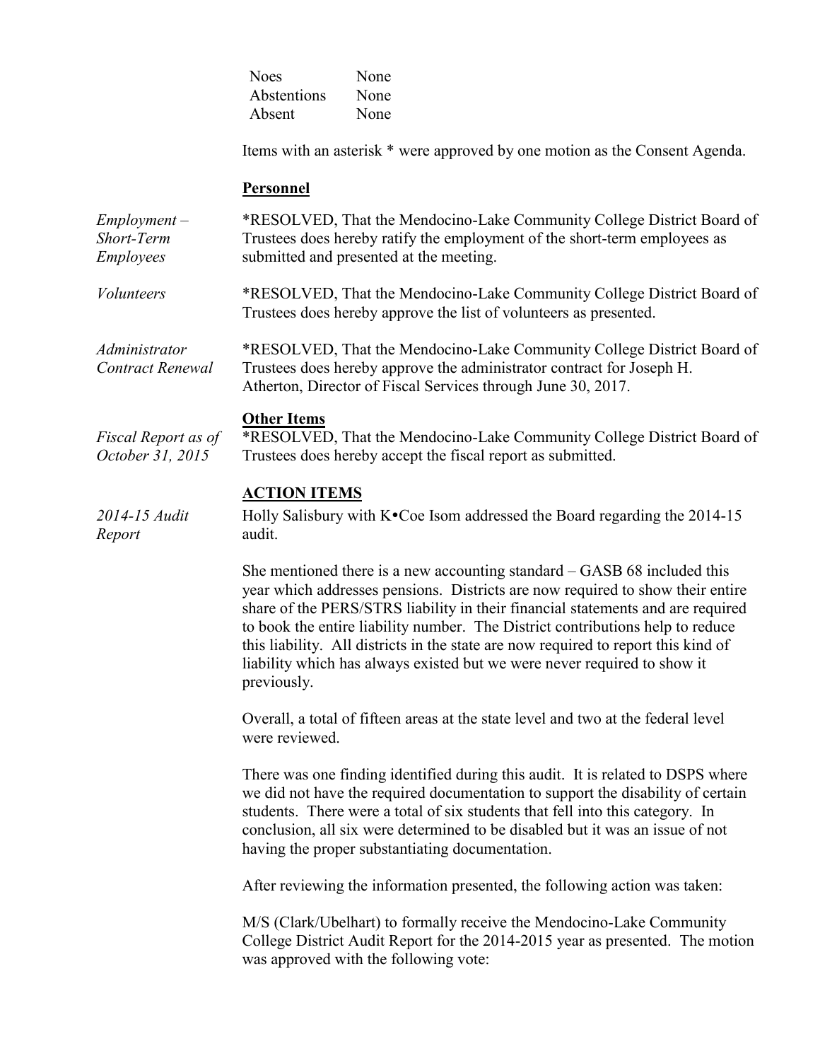| | |
|---|---|
| Noes | None |
| Abstentions | None |
| Absent | None |

Items with an asterisk * were approved by one motion as the Consent Agenda.

**Personnel**

*Employment – Short-Term Employees*

*RESOLVED, That the Mendocino-Lake Community College District Board of Trustees does hereby ratify the employment of the short-term employees as submitted and presented at the meeting.

*Volunteers*

*RESOLVED, That the Mendocino-Lake Community College District Board of Trustees does hereby approve the list of volunteers as presented.

*Administrator Contract Renewal*

*RESOLVED, That the Mendocino-Lake Community College District Board of Trustees does hereby approve the administrator contract for Joseph H. Atherton, Director of Fiscal Services through June 30, 2017.

**Other Items**

*Fiscal Report as of October 31, 2015*

*RESOLVED, That the Mendocino-Lake Community College District Board of Trustees does hereby accept the fiscal report as submitted.

**ACTION ITEMS**

*2014-15 Audit Report*

Holly Salisbury with K•Coe Isom addressed the Board regarding the 2014-15 audit.

She mentioned there is a new accounting standard – GASB 68 included this year which addresses pensions. Districts are now required to show their entire share of the PERS/STRS liability in their financial statements and are required to book the entire liability number. The District contributions help to reduce this liability. All districts in the state are now required to report this kind of liability which has always existed but we were never required to show it previously.

Overall, a total of fifteen areas at the state level and two at the federal level were reviewed.

There was one finding identified during this audit. It is related to DSPS where we did not have the required documentation to support the disability of certain students. There were a total of six students that fell into this category. In conclusion, all six were determined to be disabled but it was an issue of not having the proper substantiating documentation.

After reviewing the information presented, the following action was taken:

M/S (Clark/Ubelhart) to formally receive the Mendocino-Lake Community College District Audit Report for the 2014-2015 year as presented. The motion was approved with the following vote: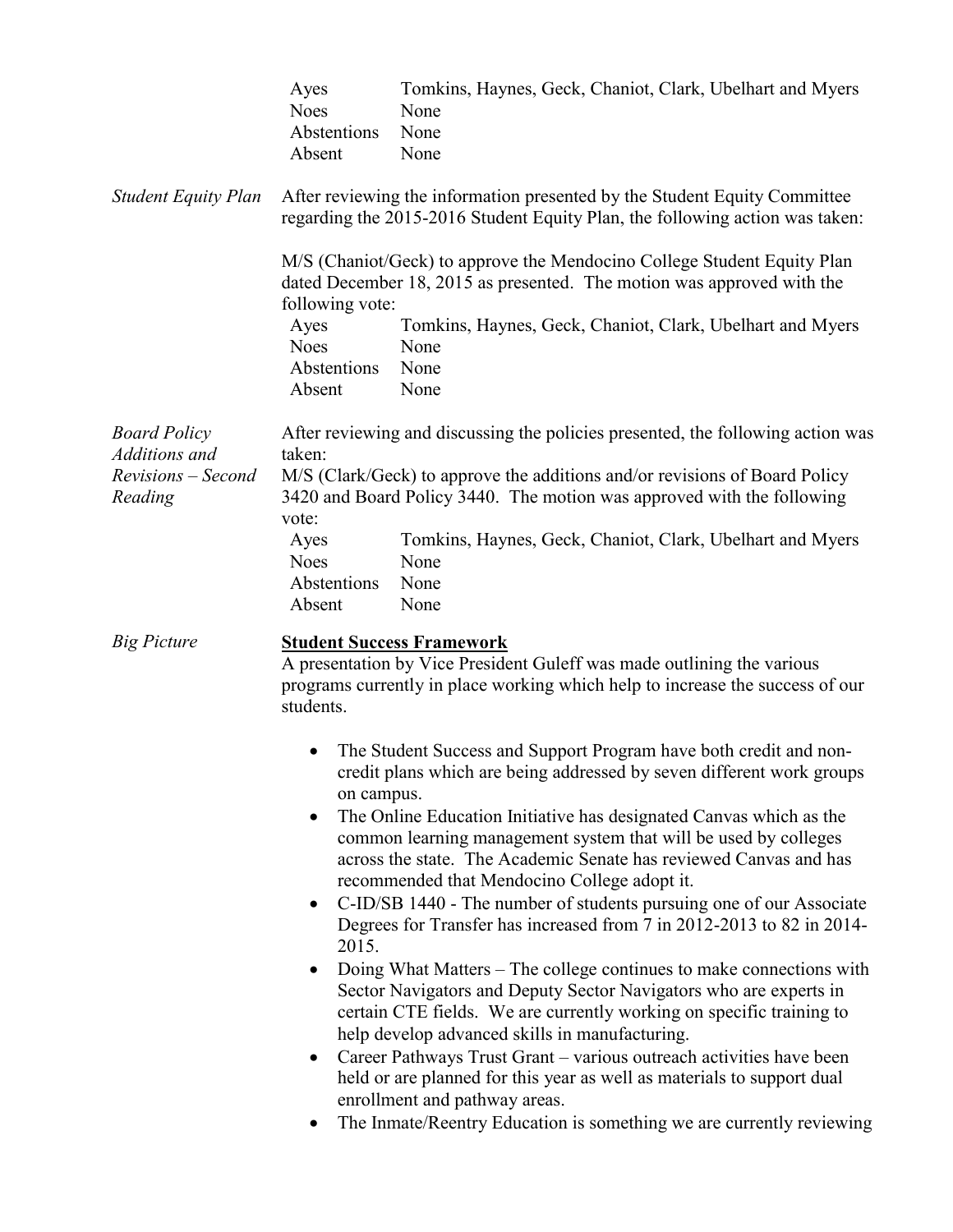| | |
|---|---|
| Ayes | Tomkins, Haynes, Geck, Chaniot, Clark, Ubelhart and Myers |
| Noes | None |
| Abstentions | None |
| Absent | None |

*Student Equity Plan*

After reviewing the information presented by the Student Equity Committee regarding the 2015-2016 Student Equity Plan, the following action was taken:

M/S (Chaniot/Geck) to approve the Mendocino College Student Equity Plan dated December 18, 2015 as presented. The motion was approved with the following vote:

| | |
|---|---|
| Ayes | Tomkins, Haynes, Geck, Chaniot, Clark, Ubelhart and Myers |
| Noes | None |
| Abstentions | None |
| Absent | None |

*Board Policy Additions and Revisions – Second Reading*

After reviewing and discussing the policies presented, the following action was taken:

M/S (Clark/Geck) to approve the additions and/or revisions of Board Policy 3420 and Board Policy 3440. The motion was approved with the following vote:

| | |
|---|---|
| Ayes | Tomkins, Haynes, Geck, Chaniot, Clark, Ubelhart and Myers |
| Noes | None |
| Abstentions | None |
| Absent | None |

*Big Picture*

**Student Success Framework**

A presentation by Vice President Guleff was made outlining the various programs currently in place working which help to increase the success of our students.

- The Student Success and Support Program have both credit and non-credit plans which are being addressed by seven different work groups on campus.
- The Online Education Initiative has designated Canvas which as the common learning management system that will be used by colleges across the state. The Academic Senate has reviewed Canvas and has recommended that Mendocino College adopt it.
- C-ID/SB 1440 - The number of students pursuing one of our Associate Degrees for Transfer has increased from 7 in 2012-2013 to 82 in 2014-2015.
- Doing What Matters – The college continues to make connections with Sector Navigators and Deputy Sector Navigators who are experts in certain CTE fields. We are currently working on specific training to help develop advanced skills in manufacturing.
- Career Pathways Trust Grant – various outreach activities have been held or are planned for this year as well as materials to support dual enrollment and pathway areas.
- The Inmate/Reentry Education is something we are currently reviewing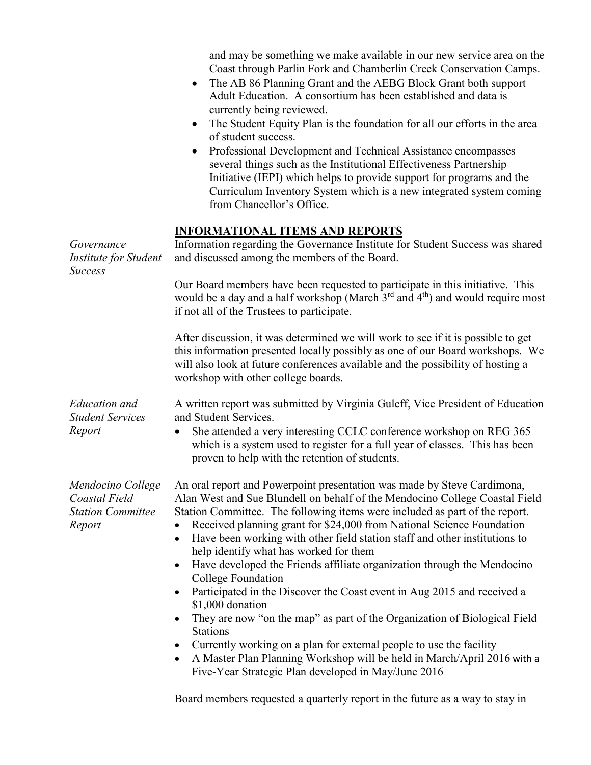and may be something we make available in our new service area on the Coast through Parlin Fork and Chamberlin Creek Conservation Camps.

- The AB 86 Planning Grant and the AEBG Block Grant both support Adult Education. A consortium has been established and data is currently being reviewed.
- The Student Equity Plan is the foundation for all our efforts in the area of student success.
- Professional Development and Technical Assistance encompasses several things such as the Institutional Effectiveness Partnership Initiative (IEPI) which helps to provide support for programs and the Curriculum Inventory System which is a new integrated system coming from Chancellor's Office.

## INFORMATIONAL ITEMS AND REPORTS

*Governance Institute for Student Success*

Information regarding the Governance Institute for Student Success was shared and discussed among the members of the Board.

Our Board members have been requested to participate in this initiative. This would be a day and a half workshop (March 3rd and 4th) and would require most if not all of the Trustees to participate.

After discussion, it was determined we will work to see if it is possible to get this information presented locally possibly as one of our Board workshops. We will also look at future conferences available and the possibility of hosting a workshop with other college boards.

*Education and Student Services Report*

A written report was submitted by Virginia Guleff, Vice President of Education and Student Services.

- She attended a very interesting CCLC conference workshop on REG 365 which is a system used to register for a full year of classes. This has been proven to help with the retention of students.

*Mendocino College Coastal Field Station Committee Report*

An oral report and Powerpoint presentation was made by Steve Cardimona, Alan West and Sue Blundell on behalf of the Mendocino College Coastal Field Station Committee. The following items were included as part of the report.

- Received planning grant for $24,000 from National Science Foundation
- Have been working with other field station staff and other institutions to help identify what has worked for them
- Have developed the Friends affiliate organization through the Mendocino College Foundation
- Participated in the Discover the Coast event in Aug 2015 and received a $1,000 donation
- They are now "on the map" as part of the Organization of Biological Field Stations
- Currently working on a plan for external people to use the facility
- A Master Plan Planning Workshop will be held in March/April 2016 with a Five-Year Strategic Plan developed in May/June 2016

Board members requested a quarterly report in the future as a way to stay in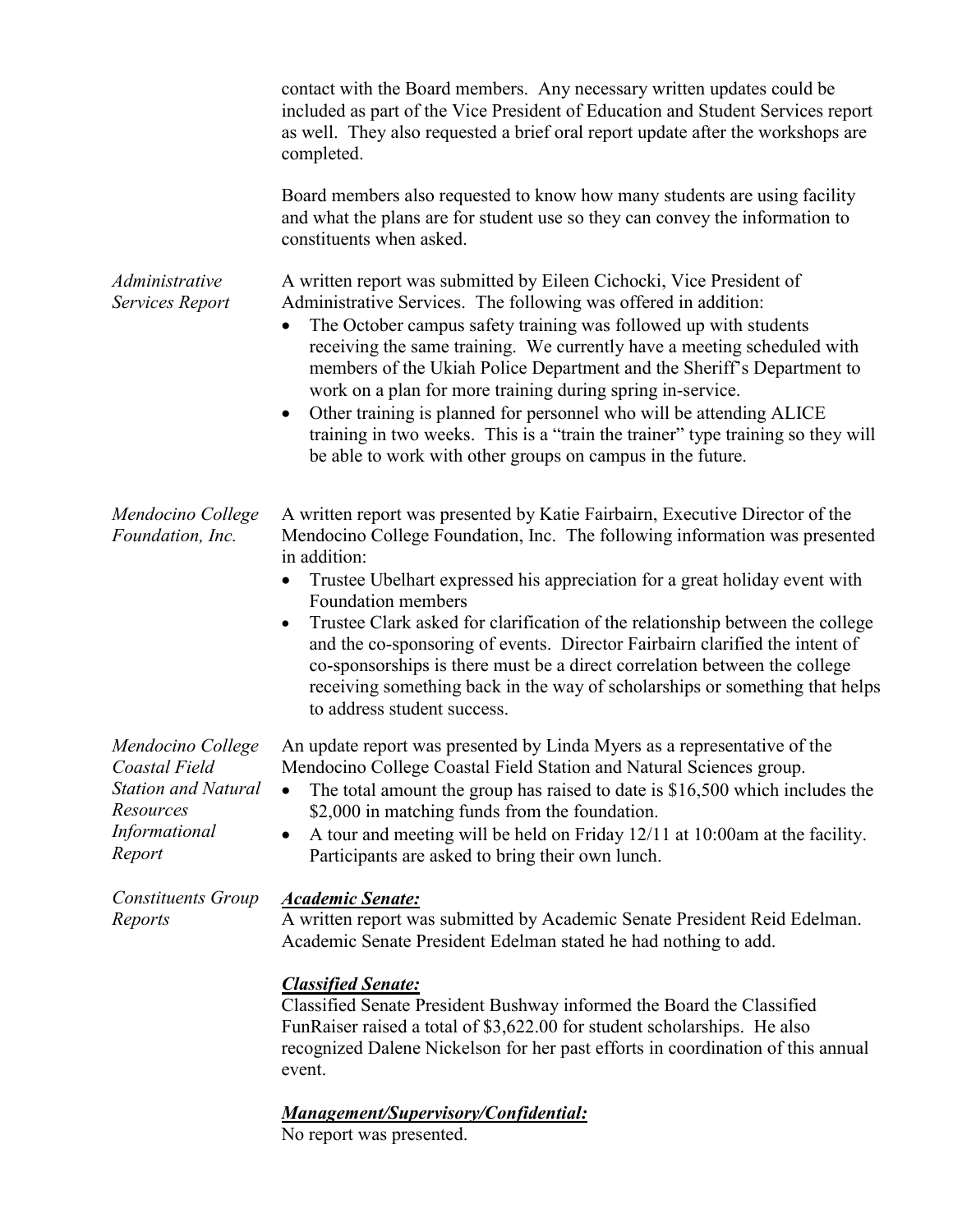contact with the Board members. Any necessary written updates could be included as part of the Vice President of Education and Student Services report as well. They also requested a brief oral report update after the workshops are completed.

Board members also requested to know how many students are using facility and what the plans are for student use so they can convey the information to constituents when asked.

*Administrative Services Report*

A written report was submitted by Eileen Cichocki, Vice President of Administrative Services. The following was offered in addition:

- The October campus safety training was followed up with students receiving the same training. We currently have a meeting scheduled with members of the Ukiah Police Department and the Sheriff's Department to work on a plan for more training during spring in-service.
- Other training is planned for personnel who will be attending ALICE training in two weeks. This is a "train the trainer" type training so they will be able to work with other groups on campus in the future.

*Mendocino College Foundation, Inc.*

A written report was presented by Katie Fairbairn, Executive Director of the Mendocino College Foundation, Inc. The following information was presented in addition:

- Trustee Ubelhart expressed his appreciation for a great holiday event with Foundation members
- Trustee Clark asked for clarification of the relationship between the college and the co-sponsoring of events. Director Fairbairn clarified the intent of co-sponsorships is there must be a direct correlation between the college receiving something back in the way of scholarships or something that helps to address student success.

*Mendocino College Coastal Field Station and Natural Resources Informational Report*

An update report was presented by Linda Myers as a representative of the Mendocino College Coastal Field Station and Natural Sciences group.

- The total amount the group has raised to date is $16,500 which includes the $2,000 in matching funds from the foundation.
- A tour and meeting will be held on Friday 12/11 at 10:00am at the facility. Participants are asked to bring their own lunch.

*Constituents Group Reports*

***Academic Senate:***

A written report was submitted by Academic Senate President Reid Edelman. Academic Senate President Edelman stated he had nothing to add.

***Classified Senate:***

Classified Senate President Bushway informed the Board the Classified FunRaiser raised a total of $3,622.00 for student scholarships. He also recognized Dalene Nickelson for her past efforts in coordination of this annual event.

***Management/Supervisory/Confidential:***

No report was presented.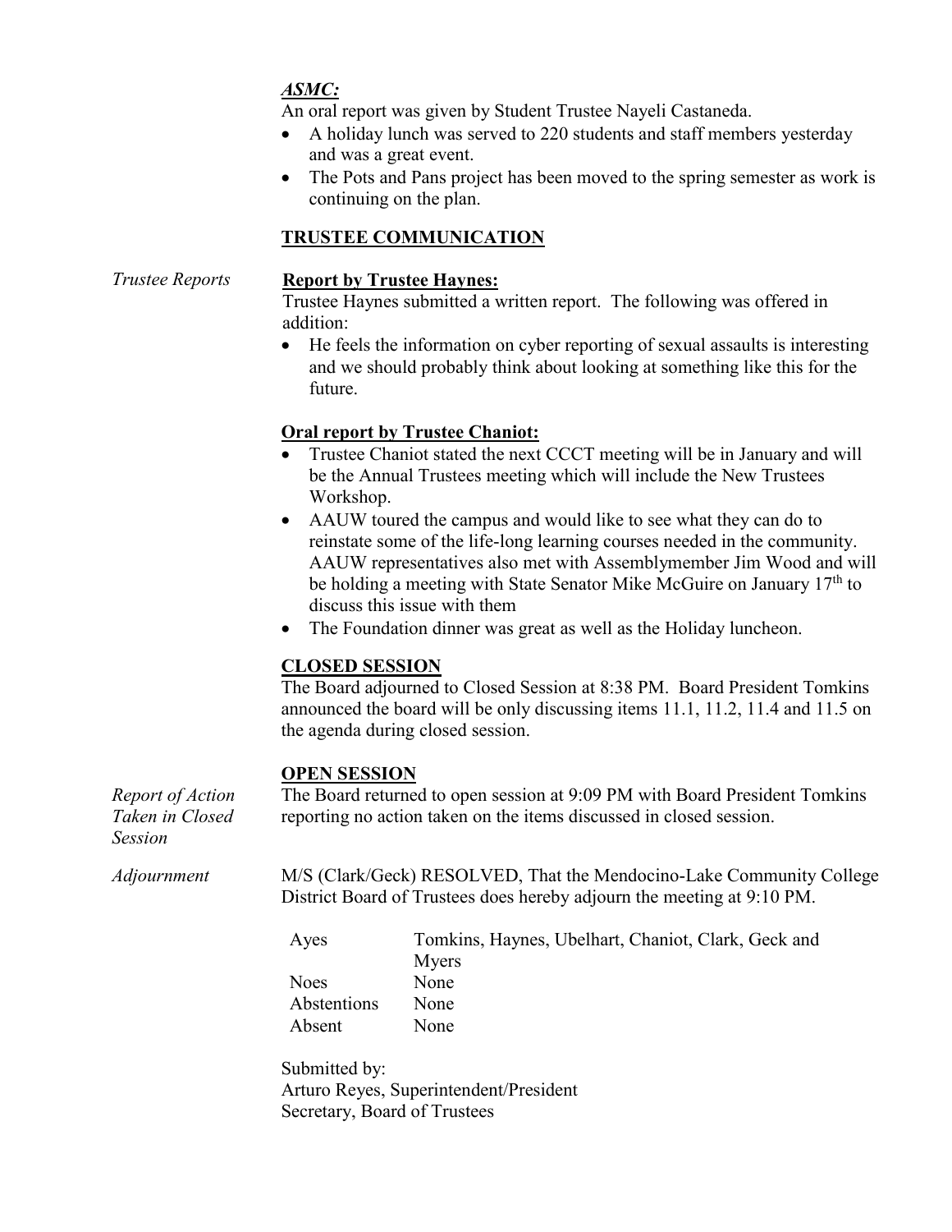***ASMC:***

An oral report was given by Student Trustee Nayeli Castaneda.

- A holiday lunch was served to 220 students and staff members yesterday and was a great event.
- The Pots and Pans project has been moved to the spring semester as work is continuing on the plan.

## TRUSTEE COMMUNICATION

*Trustee Reports*

**Report by Trustee Haynes:**

Trustee Haynes submitted a written report. The following was offered in addition:

- He feels the information on cyber reporting of sexual assaults is interesting and we should probably think about looking at something like this for the future.

**Oral report by Trustee Chaniot:**

- Trustee Chaniot stated the next CCCT meeting will be in January and will be the Annual Trustees meeting which will include the New Trustees Workshop.
- AAUW toured the campus and would like to see what they can do to reinstate some of the life-long learning courses needed in the community. AAUW representatives also met with Assemblymember Jim Wood and will be holding a meeting with State Senator Mike McGuire on January 17th to discuss this issue with them
- The Foundation dinner was great as well as the Holiday luncheon.

## CLOSED SESSION

The Board adjourned to Closed Session at 8:38 PM. Board President Tomkins announced the board will be only discussing items 11.1, 11.2, 11.4 and 11.5 on the agenda during closed session.

## OPEN SESSION

*Report of Action Taken in Closed Session*

The Board returned to open session at 9:09 PM with Board President Tomkins reporting no action taken on the items discussed in closed session.

*Adjournment*

M/S (Clark/Geck) RESOLVED, That the Mendocino-Lake Community College District Board of Trustees does hereby adjourn the meeting at 9:10 PM.

| | |
|---|---|
| Ayes | Tomkins, Haynes, Ubelhart, Chaniot, Clark, Geck and Myers |
| Noes | None |
| Abstentions | None |
| Absent | None |

Submitted by:
Arturo Reyes, Superintendent/President
Secretary, Board of Trustees